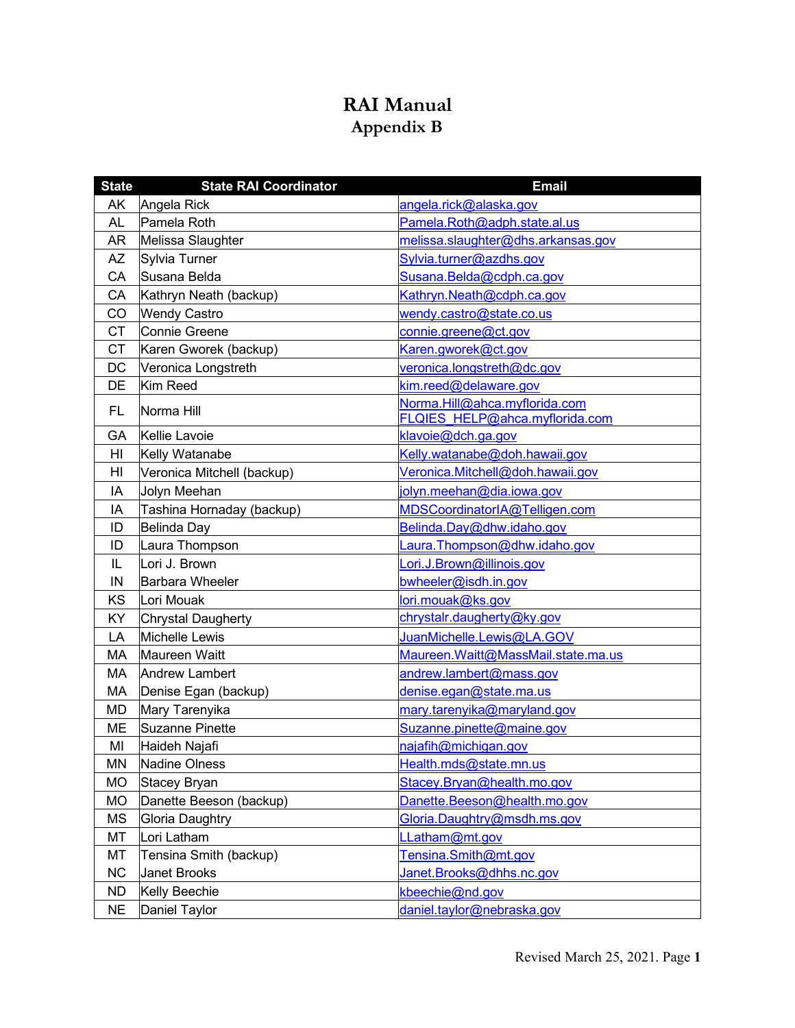# RAI Manual

## Appendix B

| State | State RAI Coordinator | Email |
|---|---|---|
| AK | Angela Rick | angela.rick@alaska.gov |
| AL | Pamela Roth | Pamela.Roth@adph.state.al.us |
| AR | Melissa Slaughter | melissa.slaughter@dhs.arkansas.gov |
| AZ | Sylvia Turner | Sylvia.turner@azdhs.gov |
| CA | Susana Belda | Susana.Belda@cdph.ca.gov |
| CA | Kathryn Neath (backup) | Kathryn.Neath@cdph.ca.gov |
| CO | Wendy Castro | wendy.castro@state.co.us |
| CT | Connie Greene | connie.greene@ct.gov |
| CT | Karen Gworek (backup) | Karen.gworek@ct.gov |
| DC | Veronica Longstreth | veronica.longstreth@dc.gov |
| DE | Kim Reed | kim.reed@delaware.gov |
| FL | Norma Hill | Norma.Hill@ahca.myflorida.com<br>FLQIES_HELP@ahca.myflorida.com |
| GA | Kellie Lavoie | klavoie@dch.ga.gov |
| HI | Kelly Watanabe | Kelly.watanabe@doh.hawaii.gov |
| HI | Veronica Mitchell (backup) | Veronica.Mitchell@doh.hawaii.gov |
| IA | Jolyn Meehan | jolyn.meehan@dia.iowa.gov |
| IA | Tashina Hornaday (backup) | MDSCoordinatorIA@Telligen.com |
| ID | Belinda Day | Belinda.Day@dhw.idaho.gov |
| ID | Laura Thompson | Laura.Thompson@dhw.idaho.gov |
| IL | Lori J. Brown | Lori.J.Brown@illinois.gov |
| IN | Barbara Wheeler | bwheeler@isdh.in.gov |
| KS | Lori Mouak | lori.mouak@ks.gov |
| KY | Chrystal Daugherty | chrystalr.daugherty@ky.gov |
| LA | Michelle Lewis | JuanMichelle.Lewis@LA.GOV |
| MA | Maureen Waitt | Maureen.Waitt@MassMail.state.ma.us |
| MA | Andrew Lambert | andrew.lambert@mass.gov |
| MA | Denise Egan (backup) | denise.egan@state.ma.us |
| MD | Mary Tarenyika | mary.tarenyika@maryland.gov |
| ME | Suzanne Pinette | Suzanne.pinette@maine.gov |
| MI | Haideh Najafi | najafih@michigan.gov |
| MN | Nadine Olness | Health.mds@state.mn.us |
| MO | Stacey Bryan | Stacey.Bryan@health.mo.gov |
| MO | Danette Beeson (backup) | Danette.Beeson@health.mo.gov |
| MS | Gloria Daughtry | Gloria.Daughtry@msdh.ms.gov |
| MT | Lori Latham | LLatham@mt.gov |
| MT | Tensina Smith (backup) | Tensina.Smith@mt.gov |
| NC | Janet Brooks | Janet.Brooks@dhhs.nc.gov |
| ND | Kelly Beechie | kbeechie@nd.gov |
| NE | Daniel Taylor | daniel.taylor@nebraska.gov |

Revised March 25, 2021.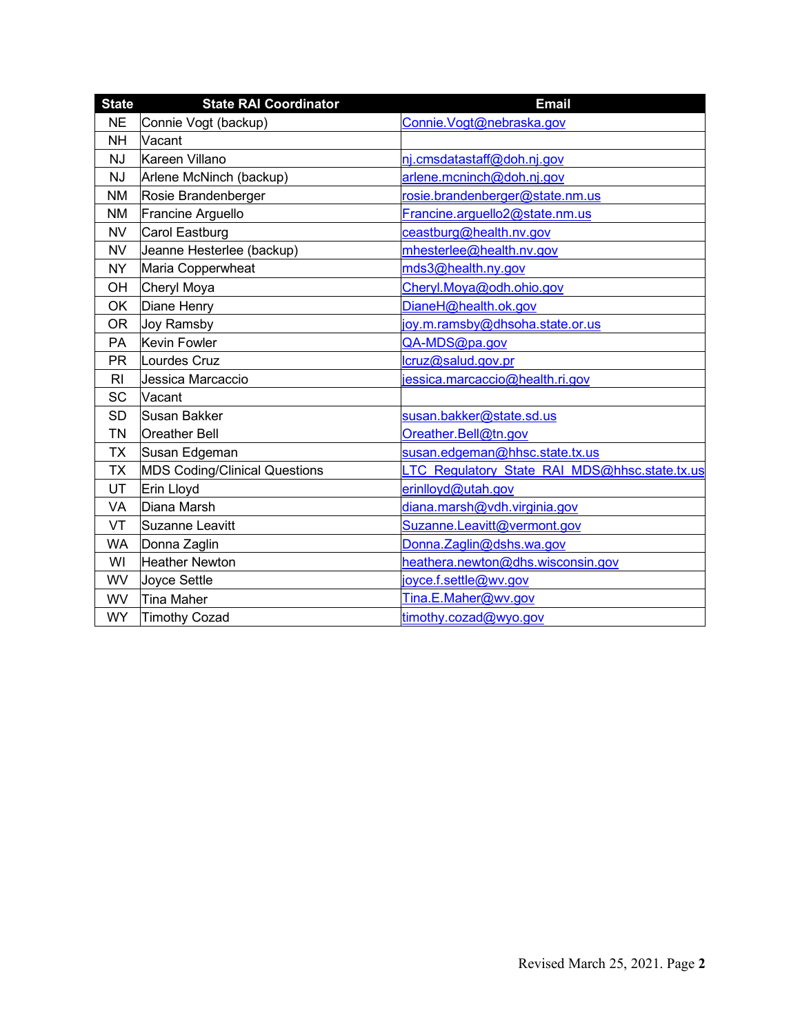| State | State RAI Coordinator | Email |
|---|---|---|
| NE | Connie Vogt (backup) | Connie.Vogt@nebraska.gov |
| NH | Vacant | |
| NJ | Kareen Villano | nj.cmsdatastaff@doh.nj.gov |
| NJ | Arlene McNinch (backup) | arlene.mcninch@doh.nj.gov |
| NM | Rosie Brandenberger | rosie.brandenberger@state.nm.us |
| NM | Francine Arguello | Francine.arguello2@state.nm.us |
| NV | Carol Eastburg | ceastburg@health.nv.gov |
| NV | Jeanne Hesterlee (backup) | mhesterlee@health.nv.gov |
| NY | Maria Copperwheat | mds3@health.ny.gov |
| OH | Cheryl Moya | Cheryl.Moya@odh.ohio.gov |
| OK | Diane Henry | DianeH@health.ok.gov |
| OR | Joy Ramsby | joy.m.ramsby@dhsoha.state.or.us |
| PA | Kevin Fowler | QA-MDS@pa.gov |
| PR | Lourdes Cruz | lcruz@salud.gov.pr |
| RI | Jessica Marcaccio | jessica.marcaccio@health.ri.gov |
| SC | Vacant | |
| SD | Susan Bakker | susan.bakker@state.sd.us |
| TN | Oreather Bell | Oreather.Bell@tn.gov |
| TX | Susan Edgeman | susan.edgeman@hhsc.state.tx.us |
| TX | MDS Coding/Clinical Questions | LTC_Regulatory_State_RAI_MDS@hhsc.state.tx.us |
| UT | Erin Lloyd | erinlloyd@utah.gov |
| VA | Diana Marsh | diana.marsh@vdh.virginia.gov |
| VT | Suzanne Leavitt | Suzanne.Leavitt@vermont.gov |
| WA | Donna Zaglin | Donna.Zaglin@dshs.wa.gov |
| WI | Heather Newton | heathera.newton@dhs.wisconsin.gov |
| WV | Joyce Settle | joyce.f.settle@wv.gov |
| WV | Tina Maher | Tina.E.Maher@wv.gov |
| WY | Timothy Cozad | timothy.cozad@wyo.gov |

Revised March 25, 2021.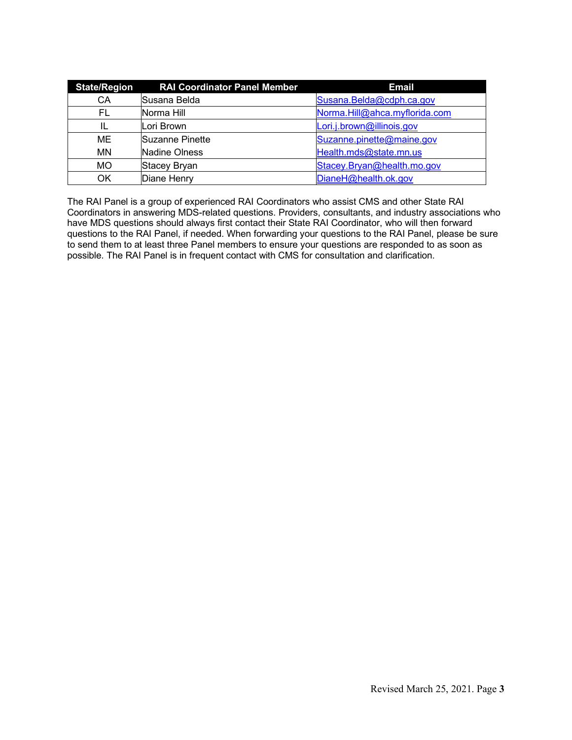| State/Region | RAI Coordinator Panel Member | Email |
|---|---|---|
| CA | Susana Belda | Susana.Belda@cdph.ca.gov |
| FL | Norma Hill | Norma.Hill@ahca.myflorida.com |
| IL | Lori Brown | Lori.j.brown@illinois.gov |
| ME | Suzanne Pinette | Suzanne.pinette@maine.gov |
| MN | Nadine Olness | Health.mds@state.mn.us |
| MO | Stacey Bryan | Stacey.Bryan@health.mo.gov |
| OK | Diane Henry | DianeH@health.ok.gov |

The RAI Panel is a group of experienced RAI Coordinators who assist CMS and other State RAI Coordinators in answering MDS-related questions. Providers, consultants, and industry associations who have MDS questions should always first contact their State RAI Coordinator, who will then forward questions to the RAI Panel, if needed. When forwarding your questions to the RAI Panel, please be sure to send them to at least three Panel members to ensure your questions are responded to as soon as possible. The RAI Panel is in frequent contact with CMS for consultation and clarification.

Revised March 25, 2021.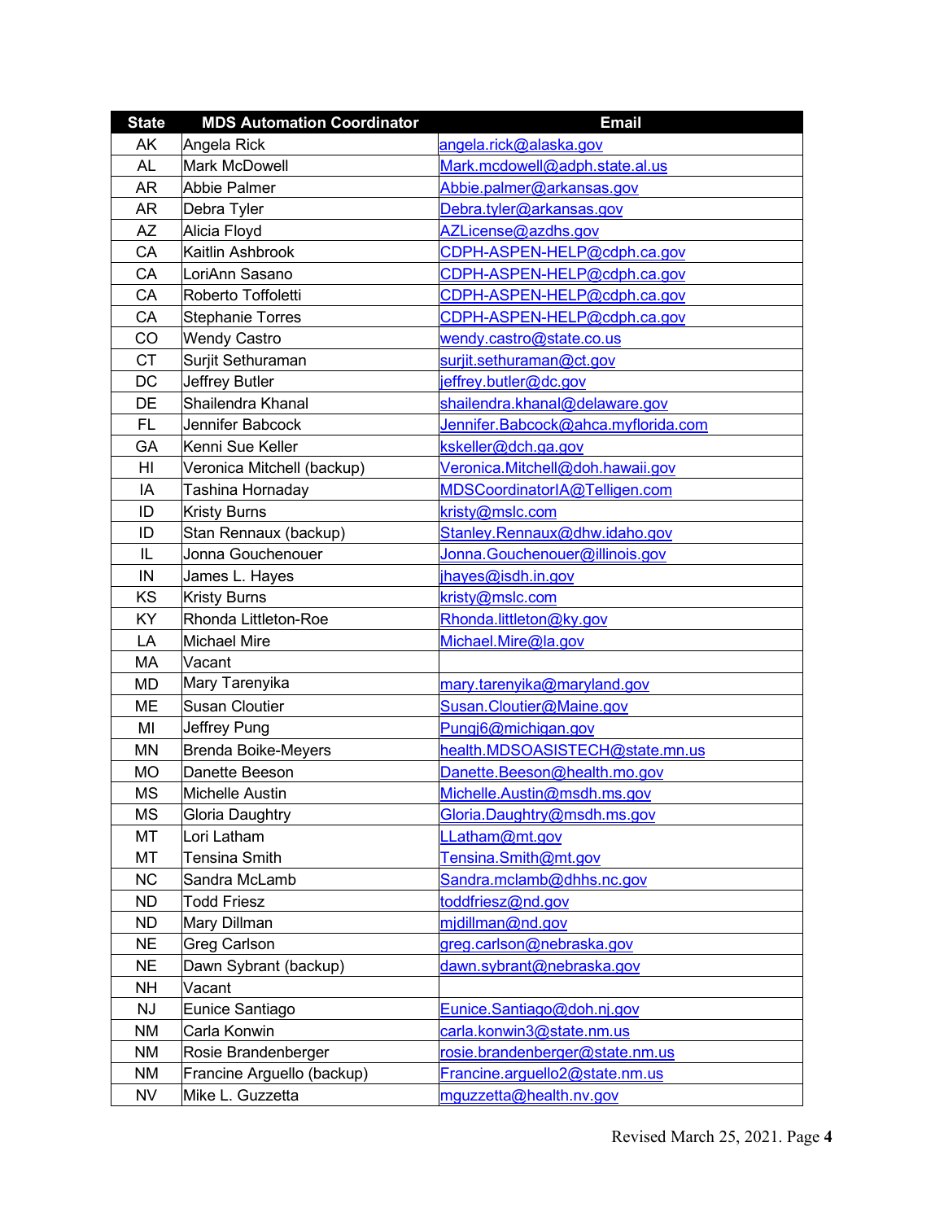| State | MDS Automation Coordinator | Email |
|---|---|---|
| AK | Angela Rick | angela.rick@alaska.gov |
| AL | Mark McDowell | Mark.mcdowell@adph.state.al.us |
| AR | Abbie Palmer | Abbie.palmer@arkansas.gov |
| AR | Debra Tyler | Debra.tyler@arkansas.gov |
| AZ | Alicia Floyd | AZLicense@azdhs.gov |
| CA | Kaitlin Ashbrook | CDPH-ASPEN-HELP@cdph.ca.gov |
| CA | LoriAnn Sasano | CDPH-ASPEN-HELP@cdph.ca.gov |
| CA | Roberto Toffoletti | CDPH-ASPEN-HELP@cdph.ca.gov |
| CA | Stephanie Torres | CDPH-ASPEN-HELP@cdph.ca.gov |
| CO | Wendy Castro | wendy.castro@state.co.us |
| CT | Surjit Sethuraman | surjit.sethuraman@ct.gov |
| DC | Jeffrey Butler | jeffrey.butler@dc.gov |
| DE | Shailendra Khanal | shailendra.khanal@delaware.gov |
| FL | Jennifer Babcock | Jennifer.Babcock@ahca.myflorida.com |
| GA | Kenni Sue Keller | kskeller@dch.ga.gov |
| HI | Veronica Mitchell (backup) | Veronica.Mitchell@doh.hawaii.gov |
| IA | Tashina Hornaday | MDSCoordinatorIA@Telligen.com |
| ID | Kristy Burns | kristy@mslc.com |
| ID | Stan Rennaux (backup) | Stanley.Rennaux@dhw.idaho.gov |
| IL | Jonna Gouchenouer | Jonna.Gouchenouer@illinois.gov |
| IN | James L. Hayes | jhayes@isdh.in.gov |
| KS | Kristy Burns | kristy@mslc.com |
| KY | Rhonda Littleton-Roe | Rhonda.littleton@ky.gov |
| LA | Michael Mire | Michael.Mire@la.gov |
| MA | Vacant | |
| MD | Mary Tarenyika | mary.tarenyika@maryland.gov |
| ME | Susan Cloutier | Susan.Cloutier@Maine.gov |
| MI | Jeffrey Pung | Pungj6@michigan.gov |
| MN | Brenda Boike-Meyers | health.MDSOASISTECH@state.mn.us |
| MO | Danette Beeson | Danette.Beeson@health.mo.gov |
| MS | Michelle Austin | Michelle.Austin@msdh.ms.gov |
| MS | Gloria Daughtry | Gloria.Daughtry@msdh.ms.gov |
| MT | Lori Latham | LLatham@mt.gov |
| MT | Tensina Smith | Tensina.Smith@mt.gov |
| NC | Sandra McLamb | Sandra.mclamb@dhhs.nc.gov |
| ND | Todd Friesz | toddfriesz@nd.gov |
| ND | Mary Dillman | mjdillman@nd.gov |
| NE | Greg Carlson | greg.carlson@nebraska.gov |
| NE | Dawn Sybrant (backup) | dawn.sybrant@nebraska.gov |
| NH | Vacant | |
| NJ | Eunice Santiago | Eunice.Santiago@doh.nj.gov |
| NM | Carla Konwin | carla.konwin3@state.nm.us |
| NM | Rosie Brandenberger | rosie.brandenberger@state.nm.us |
| NM | Francine Arguello (backup) | Francine.arguello2@state.nm.us |
| NV | Mike L. Guzzetta | mguzzetta@health.nv.gov |

Revised March 25, 2021.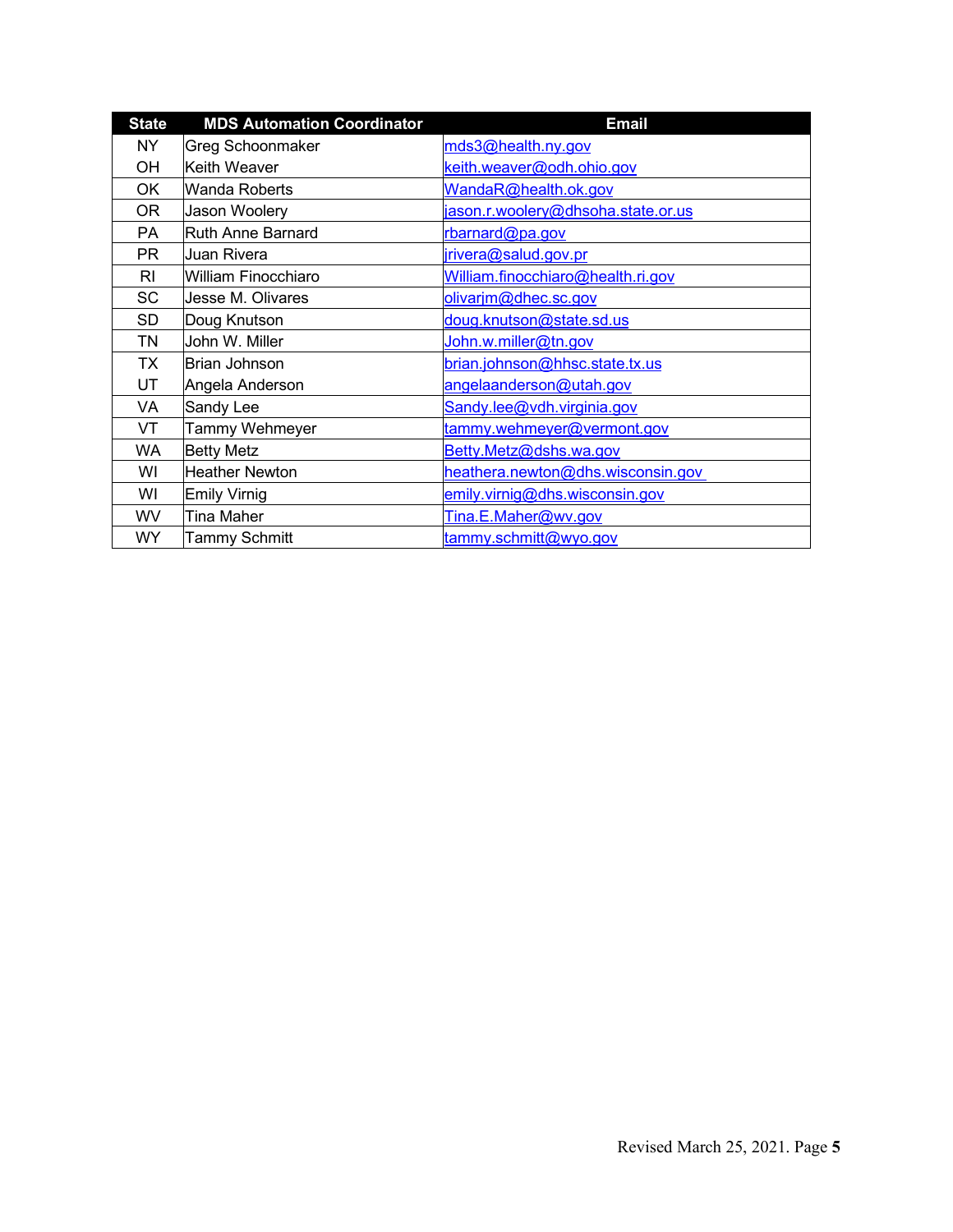| State | MDS Automation Coordinator | Email |
|---|---|---|
| NY | Greg Schoonmaker | mds3@health.ny.gov |
| OH | Keith Weaver | keith.weaver@odh.ohio.gov |
| OK | Wanda Roberts | WandaR@health.ok.gov |
| OR | Jason Woolery | jason.r.woolery@dhsoha.state.or.us |
| PA | Ruth Anne Barnard | rbarnard@pa.gov |
| PR | Juan Rivera | jrivera@salud.gov.pr |
| RI | William Finocchiaro | William.finocchiaro@health.ri.gov |
| SC | Jesse M. Olivares | olivarjm@dhec.sc.gov |
| SD | Doug Knutson | doug.knutson@state.sd.us |
| TN | John W. Miller | John.w.miller@tn.gov |
| TX | Brian Johnson | brian.johnson@hhsc.state.tx.us |
| UT | Angela Anderson | angelaanderson@utah.gov |
| VA | Sandy Lee | Sandy.lee@vdh.virginia.gov |
| VT | Tammy Wehmeyer | tammy.wehmeyer@vermont.gov |
| WA | Betty Metz | Betty.Metz@dshs.wa.gov |
| WI | Heather Newton | heathera.newton@dhs.wisconsin.gov |
| WI | Emily Virnig | emily.virnig@dhs.wisconsin.gov |
| WV | Tina Maher | Tina.E.Maher@wv.gov |
| WY | Tammy Schmitt | tammy.schmitt@wyo.gov |

Revised March 25, 2021.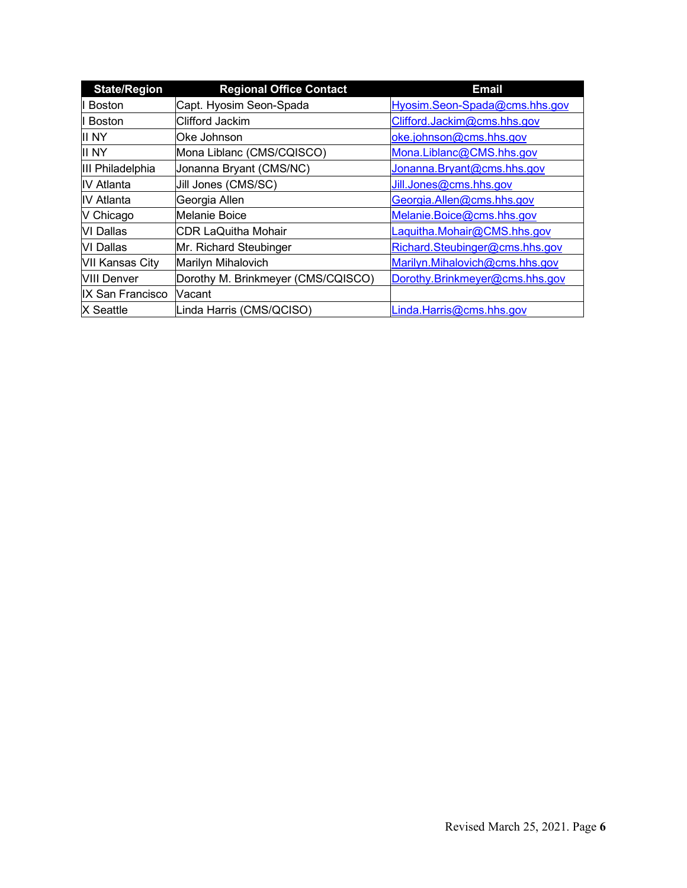| State/Region | Regional Office Contact | Email |
| --- | --- | --- |
| I Boston | Capt. Hyosim Seon-Spada | Hyosim.Seon-Spada@cms.hhs.gov |
| I Boston | Clifford Jackim | Clifford.Jackim@cms.hhs.gov |
| II NY | Oke Johnson | oke.johnson@cms.hhs.gov |
| II NY | Mona Liblanc (CMS/CQISCO) | Mona.Liblanc@CMS.hhs.gov |
| III Philadelphia | Jonanna Bryant (CMS/NC) | Jonanna.Bryant@cms.hhs.gov |
| IV Atlanta | Jill Jones (CMS/SC) | Jill.Jones@cms.hhs.gov |
| IV Atlanta | Georgia Allen | Georgia.Allen@cms.hhs.gov |
| V Chicago | Melanie Boice | Melanie.Boice@cms.hhs.gov |
| VI Dallas | CDR LaQuitha Mohair | Laquitha.Mohair@CMS.hhs.gov |
| VI Dallas | Mr. Richard Steubinger | Richard.Steubinger@cms.hhs.gov |
| VII Kansas City | Marilyn Mihalovich | Marilyn.Mihalovich@cms.hhs.gov |
| VIII Denver | Dorothy M. Brinkmeyer (CMS/CQISCO) | Dorothy.Brinkmeyer@cms.hhs.gov |
| IX San Francisco | Vacant | |
| X Seattle | Linda Harris (CMS/QCISO) | Linda.Harris@cms.hhs.gov |

Revised March 25, 2021.